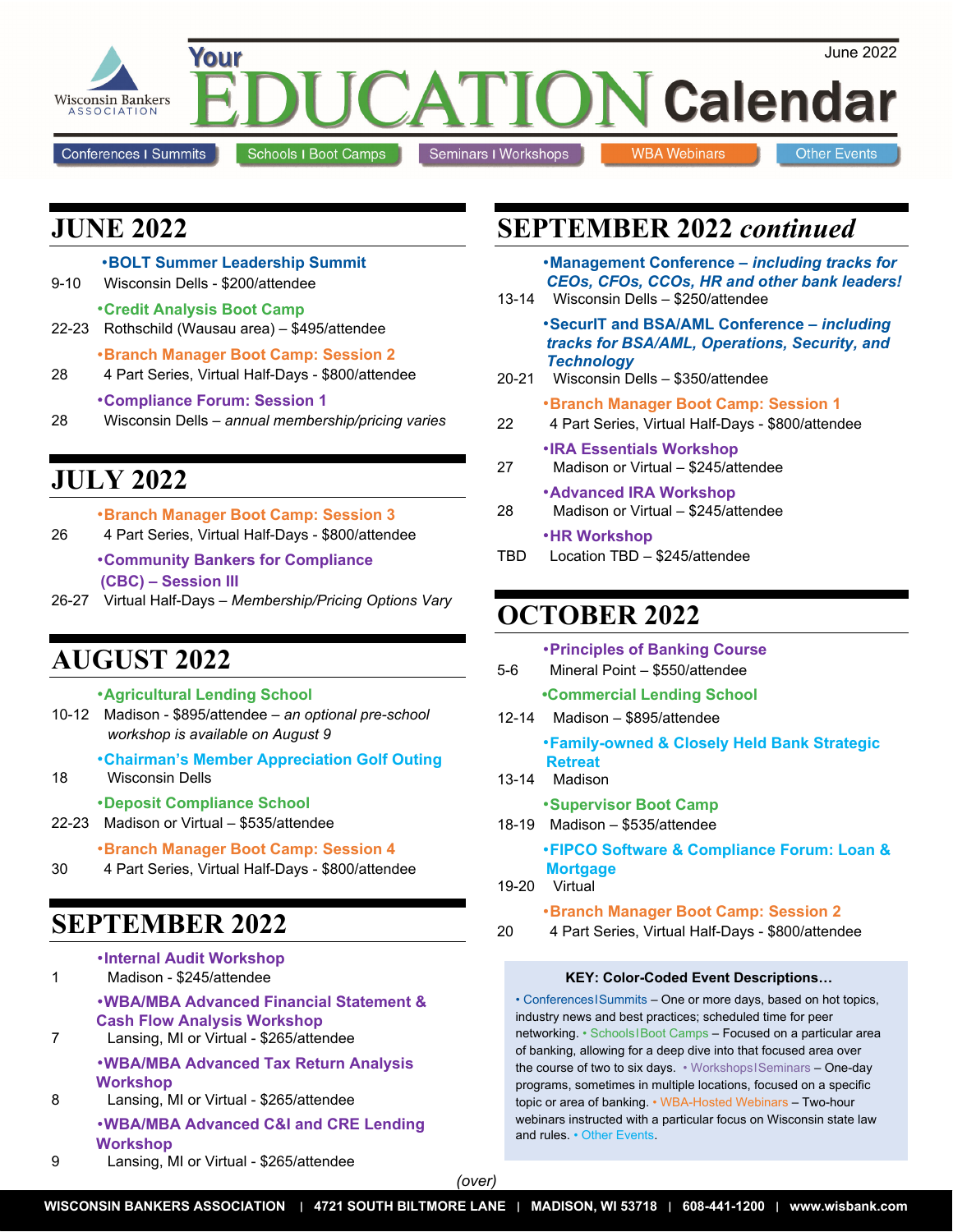Wisconsin Bankers Association

# Your EDUCATION Calendar

June 2022

Conferences | Summits — Schools | Boot Camps — Seminars | Workshops — WBA Webinars — Other Events

## JUNE 2022

**•BOLT Summer Leadership Summit**
9-10 Wisconsin Dells - $200/attendee

**•Credit Analysis Boot Camp**
22-23 Rothschild (Wausau area) – $495/attendee

**•Branch Manager Boot Camp: Session 2**
28 4 Part Series, Virtual Half-Days - $800/attendee

**•Compliance Forum: Session 1**
28 Wisconsin Dells – *annual membership/pricing varies*

## JULY 2022

**•Branch Manager Boot Camp: Session 3**
26 4 Part Series, Virtual Half-Days - $800/attendee

**•Community Bankers for Compliance (CBC) – Session III**
26-27 Virtual Half-Days – *Membership/Pricing Options Vary*

## AUGUST 2022

**•Agricultural Lending School**
10-12 Madison - $895/attendee – *an optional pre-school workshop is available on August 9*

**•Chairman's Member Appreciation Golf Outing**
18 Wisconsin Dells

**•Deposit Compliance School**
22-23 Madison or Virtual – $535/attendee

**•Branch Manager Boot Camp: Session 4**
30 4 Part Series, Virtual Half-Days - $800/attendee

## SEPTEMBER 2022

**•Internal Audit Workshop**
1 Madison - $245/attendee

**•WBA/MBA Advanced Financial Statement & Cash Flow Analysis Workshop**
7 Lansing, MI or Virtual - $265/attendee

**•WBA/MBA Advanced Tax Return Analysis Workshop**
8 Lansing, MI or Virtual - $265/attendee

**•WBA/MBA Advanced C&I and CRE Lending Workshop**
9 Lansing, MI or Virtual - $265/attendee

## SEPTEMBER 2022 *continued*

**•Management Conference – *including tracks for CEOs, CFOs, CCOs, HR and other bank leaders!***
13-14 Wisconsin Dells – $250/attendee

**•SecurIT and BSA/AML Conference – *including tracks for BSA/AML, Operations, Security, and Technology***
20-21 Wisconsin Dells – $350/attendee

**•Branch Manager Boot Camp: Session 1**
22 4 Part Series, Virtual Half-Days - $800/attendee

**•IRA Essentials Workshop**
27 Madison or Virtual – $245/attendee

**•Advanced IRA Workshop**
28 Madison or Virtual – $245/attendee

**•HR Workshop**
TBD Location TBD – $245/attendee

## OCTOBER 2022

**•Principles of Banking Course**
5-6 Mineral Point – $550/attendee

**•Commercial Lending School**
12-14 Madison – $895/attendee

**•Family-owned & Closely Held Bank Strategic Retreat**
13-14 Madison

**•Supervisor Boot Camp**
18-19 Madison – $535/attendee

**•FIPCO Software & Compliance Forum: Loan & Mortgage**
19-20 Virtual

**•Branch Manager Boot Camp: Session 2**
20 4 Part Series, Virtual Half-Days - $800/attendee

**KEY: Color-Coded Event Descriptions…**

• Conferences|Summits – One or more days, based on hot topics, industry news and best practices; scheduled time for peer networking. • Schools|Boot Camps – Focused on a particular area of banking, allowing for a deep dive into that focused area over the course of two to six days. • Workshops|Seminars – One-day programs, sometimes in multiple locations, focused on a specific topic or area of banking. • WBA-Hosted Webinars – Two-hour webinars instructed with a particular focus on Wisconsin state law and rules. • Other Events.

*(over)*

WISCONSIN BANKERS ASSOCIATION | 4721 SOUTH BILTMORE LANE | MADISON, WI 53718 | 608-441-1200 | www.wisbank.com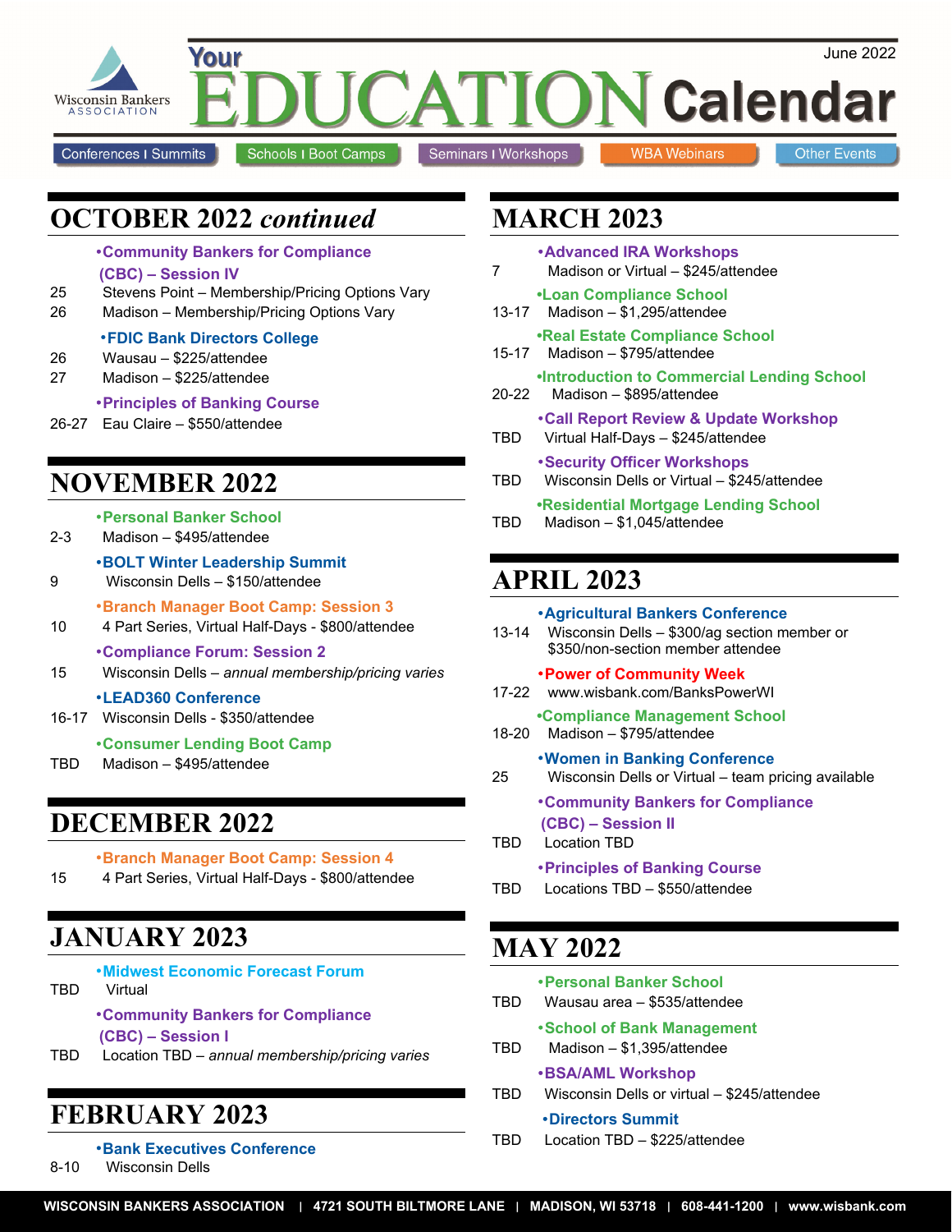Wisconsin Bankers ASSOCIATION

# Your EDUCATION Calendar

June 2022

Conferences | Summits — Schools | Boot Camps — Seminars | Workshops — WBA Webinars — Other Events

## OCTOBER 2022 *continued*

**•Community Bankers for Compliance (CBC) – Session IV**
25 Stevens Point – Membership/Pricing Options Vary
26 Madison – Membership/Pricing Options Vary

**•FDIC Bank Directors College**
26 Wausau – $225/attendee
27 Madison – $225/attendee

**•Principles of Banking Course**
26-27 Eau Claire – $550/attendee

## NOVEMBER 2022

**•Personal Banker School**
2-3 Madison – $495/attendee

**•BOLT Winter Leadership Summit**
9 Wisconsin Dells – $150/attendee

**•Branch Manager Boot Camp: Session 3**
10 4 Part Series, Virtual Half-Days - $800/attendee

**•Compliance Forum: Session 2**
15 Wisconsin Dells – *annual membership/pricing varies*

**•LEAD360 Conference**
16-17 Wisconsin Dells - $350/attendee

**•Consumer Lending Boot Camp**
TBD Madison – $495/attendee

## DECEMBER 2022

**•Branch Manager Boot Camp: Session 4**
15 4 Part Series, Virtual Half-Days - $800/attendee

## JANUARY 2023

**•Midwest Economic Forecast Forum**
TBD Virtual

**•Community Bankers for Compliance (CBC) – Session I**
TBD Location TBD – *annual membership/pricing varies*

## FEBRUARY 2023

**•Bank Executives Conference**
8-10 Wisconsin Dells

## MARCH 2023

**•Advanced IRA Workshops**
7 Madison or Virtual – $245/attendee

**•Loan Compliance School**
13-17 Madison – $1,295/attendee

**•Real Estate Compliance School**
15-17 Madison – $795/attendee

**•Introduction to Commercial Lending School**
20-22 Madison – $895/attendee

**•Call Report Review & Update Workshop**
TBD Virtual Half-Days – $245/attendee

**•Security Officer Workshops**
TBD Wisconsin Dells or Virtual – $245/attendee

**•Residential Mortgage Lending School**
TBD Madison – $1,045/attendee

## APRIL 2023

**•Agricultural Bankers Conference**
13-14 Wisconsin Dells – $300/ag section member or $350/non-section member attendee

**•Power of Community Week**
17-22 www.wisbank.com/BanksPowerWI

**•Compliance Management School**
18-20 Madison – $795/attendee

**•Women in Banking Conference**
25 Wisconsin Dells or Virtual – team pricing available

**•Community Bankers for Compliance (CBC) – Session II**
TBD Location TBD

**•Principles of Banking Course**
TBD Locations TBD – $550/attendee

## MAY 2022

**•Personal Banker School**
TBD Wausau area – $535/attendee

**•School of Bank Management**
TBD Madison – $1,395/attendee

**•BSA/AML Workshop**
TBD Wisconsin Dells or virtual – $245/attendee

**•Directors Summit**
TBD Location TBD – $225/attendee

WISCONSIN BANKERS ASSOCIATION | 4721 SOUTH BILTMORE LANE | MADISON, WI 53718 | 608-441-1200 | www.wisbank.com